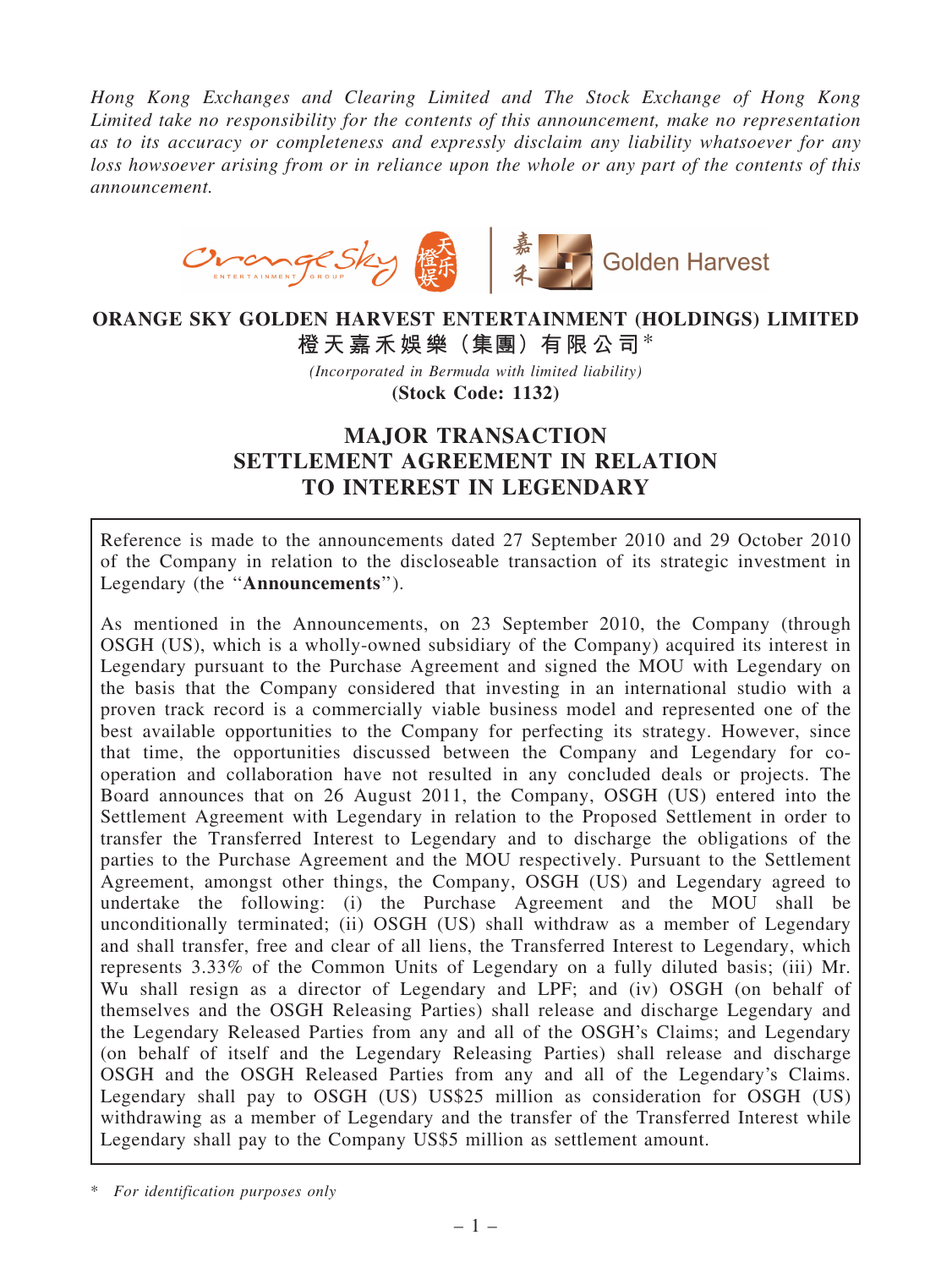*Hong Kong Exchanges and Clearing Limited and The Stock Exchange of Hong Kong Limited take no responsibility for the contents of this announcement, make no representation as to its accuracy or completeness and expressly disclaim any liability whatsoever for any loss howsoever arising from or in reliance upon the whole or any part of the contents of this announcement.*

# ORANGE SKY GOLDEN HARVEST ENTERTAINMENT (HOLDINGS) LIMITED

**橙天嘉禾娛樂（集團）有限公司***

*(Incorporated in Bermuda with limited liability)*

**(Stock Code: 1132)**

## MAJOR TRANSACTION SETTLEMENT AGREEMENT IN RELATION TO INTEREST IN LEGENDARY

Reference is made to the announcements dated 27 September 2010 and 29 October 2010 of the Company in relation to the discloseable transaction of its strategic investment in Legendary (the "**Announcements**").

As mentioned in the Announcements, on 23 September 2010, the Company (through OSGH (US), which is a wholly-owned subsidiary of the Company) acquired its interest in Legendary pursuant to the Purchase Agreement and signed the MOU with Legendary on the basis that the Company considered that investing in an international studio with a proven track record is a commercially viable business model and represented one of the best available opportunities to the Company for perfecting its strategy. However, since that time, the opportunities discussed between the Company and Legendary for co-operation and collaboration have not resulted in any concluded deals or projects. The Board announces that on 26 August 2011, the Company, OSGH (US) entered into the Settlement Agreement with Legendary in relation to the Proposed Settlement in order to transfer the Transferred Interest to Legendary and to discharge the obligations of the parties to the Purchase Agreement and the MOU respectively. Pursuant to the Settlement Agreement, amongst other things, the Company, OSGH (US) and Legendary agreed to undertake the following: (i) the Purchase Agreement and the MOU shall be unconditionally terminated; (ii) OSGH (US) shall withdraw as a member of Legendary and shall transfer, free and clear of all liens, the Transferred Interest to Legendary, which represents 3.33% of the Common Units of Legendary on a fully diluted basis; (iii) Mr. Wu shall resign as a director of Legendary and LPF; and (iv) OSGH (on behalf of themselves and the OSGH Releasing Parties) shall release and discharge Legendary and the Legendary Released Parties from any and all of the OSGH's Claims; and Legendary (on behalf of itself and the Legendary Releasing Parties) shall release and discharge OSGH and the OSGH Released Parties from any and all of the Legendary's Claims. Legendary shall pay to OSGH (US) US$25 million as consideration for OSGH (US) withdrawing as a member of Legendary and the transfer of the Transferred Interest while Legendary shall pay to the Company US$5 million as settlement amount.

\* *For identification purposes only*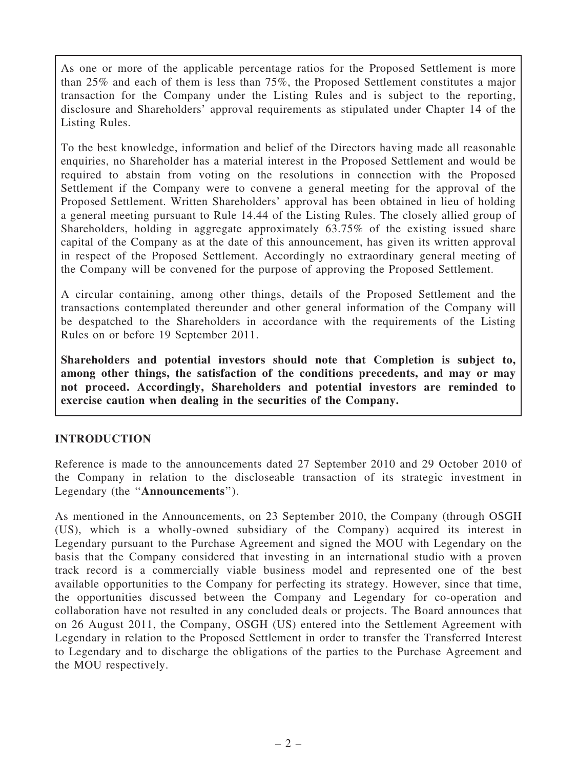As one or more of the applicable percentage ratios for the Proposed Settlement is more than 25% and each of them is less than 75%, the Proposed Settlement constitutes a major transaction for the Company under the Listing Rules and is subject to the reporting, disclosure and Shareholders' approval requirements as stipulated under Chapter 14 of the Listing Rules.

To the best knowledge, information and belief of the Directors having made all reasonable enquiries, no Shareholder has a material interest in the Proposed Settlement and would be required to abstain from voting on the resolutions in connection with the Proposed Settlement if the Company were to convene a general meeting for the approval of the Proposed Settlement. Written Shareholders' approval has been obtained in lieu of holding a general meeting pursuant to Rule 14.44 of the Listing Rules. The closely allied group of Shareholders, holding in aggregate approximately 63.75% of the existing issued share capital of the Company as at the date of this announcement, has given its written approval in respect of the Proposed Settlement. Accordingly no extraordinary general meeting of the Company will be convened for the purpose of approving the Proposed Settlement.

A circular containing, among other things, details of the Proposed Settlement and the transactions contemplated thereunder and other general information of the Company will be despatched to the Shareholders in accordance with the requirements of the Listing Rules on or before 19 September 2011.

**Shareholders and potential investors should note that Completion is subject to, among other things, the satisfaction of the conditions precedents, and may or may not proceed. Accordingly, Shareholders and potential investors are reminded to exercise caution when dealing in the securities of the Company.**

## INTRODUCTION

Reference is made to the announcements dated 27 September 2010 and 29 October 2010 of the Company in relation to the discloseable transaction of its strategic investment in Legendary (the "**Announcements**").

As mentioned in the Announcements, on 23 September 2010, the Company (through OSGH (US), which is a wholly-owned subsidiary of the Company) acquired its interest in Legendary pursuant to the Purchase Agreement and signed the MOU with Legendary on the basis that the Company considered that investing in an international studio with a proven track record is a commercially viable business model and represented one of the best available opportunities to the Company for perfecting its strategy. However, since that time, the opportunities discussed between the Company and Legendary for co-operation and collaboration have not resulted in any concluded deals or projects. The Board announces that on 26 August 2011, the Company, OSGH (US) entered into the Settlement Agreement with Legendary in relation to the Proposed Settlement in order to transfer the Transferred Interest to Legendary and to discharge the obligations of the parties to the Purchase Agreement and the MOU respectively.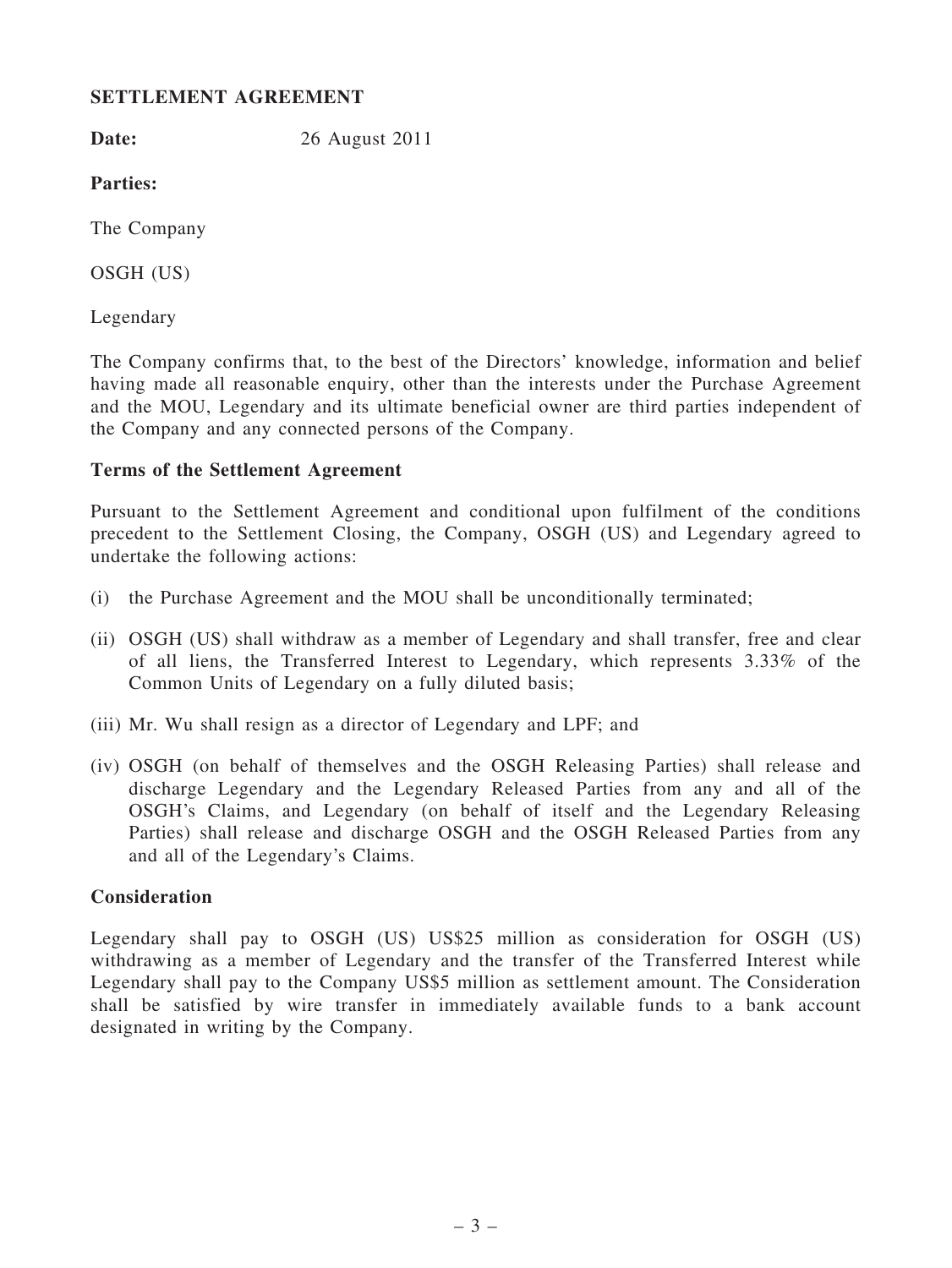## SETTLEMENT AGREEMENT

**Date:** 26 August 2011

**Parties:**

The Company

OSGH (US)

Legendary

The Company confirms that, to the best of the Directors' knowledge, information and belief having made all reasonable enquiry, other than the interests under the Purchase Agreement and the MOU, Legendary and its ultimate beneficial owner are third parties independent of the Company and any connected persons of the Company.

### Terms of the Settlement Agreement

Pursuant to the Settlement Agreement and conditional upon fulfilment of the conditions precedent to the Settlement Closing, the Company, OSGH (US) and Legendary agreed to undertake the following actions:

(i) the Purchase Agreement and the MOU shall be unconditionally terminated;

(ii) OSGH (US) shall withdraw as a member of Legendary and shall transfer, free and clear of all liens, the Transferred Interest to Legendary, which represents 3.33% of the Common Units of Legendary on a fully diluted basis;

(iii) Mr. Wu shall resign as a director of Legendary and LPF; and

(iv) OSGH (on behalf of themselves and the OSGH Releasing Parties) shall release and discharge Legendary and the Legendary Released Parties from any and all of the OSGH's Claims, and Legendary (on behalf of itself and the Legendary Releasing Parties) shall release and discharge OSGH and the OSGH Released Parties from any and all of the Legendary's Claims.

### Consideration

Legendary shall pay to OSGH (US) US$25 million as consideration for OSGH (US) withdrawing as a member of Legendary and the transfer of the Transferred Interest while Legendary shall pay to the Company US$5 million as settlement amount. The Consideration shall be satisfied by wire transfer in immediately available funds to a bank account designated in writing by the Company.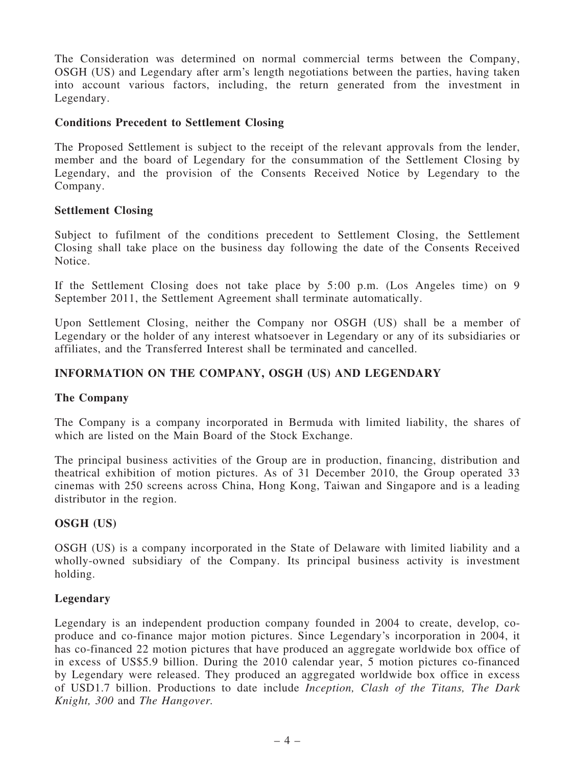The Consideration was determined on normal commercial terms between the Company, OSGH (US) and Legendary after arm's length negotiations between the parties, having taken into account various factors, including, the return generated from the investment in Legendary.

**Conditions Precedent to Settlement Closing**

The Proposed Settlement is subject to the receipt of the relevant approvals from the lender, member and the board of Legendary for the consummation of the Settlement Closing by Legendary, and the provision of the Consents Received Notice by Legendary to the Company.

**Settlement Closing**

Subject to fufilment of the conditions precedent to Settlement Closing, the Settlement Closing shall take place on the business day following the date of the Consents Received Notice.

If the Settlement Closing does not take place by 5:00 p.m. (Los Angeles time) on 9 September 2011, the Settlement Agreement shall terminate automatically.

Upon Settlement Closing, neither the Company nor OSGH (US) shall be a member of Legendary or the holder of any interest whatsoever in Legendary or any of its subsidiaries or affiliates, and the Transferred Interest shall be terminated and cancelled.

## INFORMATION ON THE COMPANY, OSGH (US) AND LEGENDARY

**The Company**

The Company is a company incorporated in Bermuda with limited liability, the shares of which are listed on the Main Board of the Stock Exchange.

The principal business activities of the Group are in production, financing, distribution and theatrical exhibition of motion pictures. As of 31 December 2010, the Group operated 33 cinemas with 250 screens across China, Hong Kong, Taiwan and Singapore and is a leading distributor in the region.

**OSGH (US)**

OSGH (US) is a company incorporated in the State of Delaware with limited liability and a wholly-owned subsidiary of the Company. Its principal business activity is investment holding.

**Legendary**

Legendary is an independent production company founded in 2004 to create, develop, co-produce and co-finance major motion pictures. Since Legendary's incorporation in 2004, it has co-financed 22 motion pictures that have produced an aggregate worldwide box office of in excess of US$5.9 billion. During the 2010 calendar year, 5 motion pictures co-financed by Legendary were released. They produced an aggregated worldwide box office in excess of USD1.7 billion. Productions to date include *Inception, Clash of the Titans, The Dark Knight, 300* and *The Hangover.*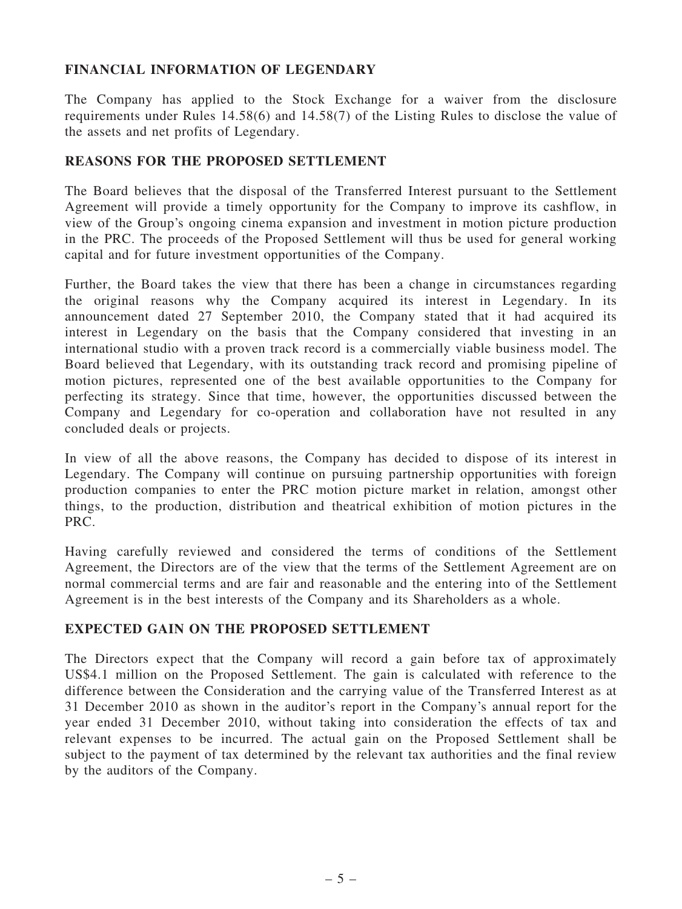## FINANCIAL INFORMATION OF LEGENDARY

The Company has applied to the Stock Exchange for a waiver from the disclosure requirements under Rules 14.58(6) and 14.58(7) of the Listing Rules to disclose the value of the assets and net profits of Legendary.

## REASONS FOR THE PROPOSED SETTLEMENT

The Board believes that the disposal of the Transferred Interest pursuant to the Settlement Agreement will provide a timely opportunity for the Company to improve its cashflow, in view of the Group's ongoing cinema expansion and investment in motion picture production in the PRC. The proceeds of the Proposed Settlement will thus be used for general working capital and for future investment opportunities of the Company.

Further, the Board takes the view that there has been a change in circumstances regarding the original reasons why the Company acquired its interest in Legendary. In its announcement dated 27 September 2010, the Company stated that it had acquired its interest in Legendary on the basis that the Company considered that investing in an international studio with a proven track record is a commercially viable business model. The Board believed that Legendary, with its outstanding track record and promising pipeline of motion pictures, represented one of the best available opportunities to the Company for perfecting its strategy. Since that time, however, the opportunities discussed between the Company and Legendary for co-operation and collaboration have not resulted in any concluded deals or projects.

In view of all the above reasons, the Company has decided to dispose of its interest in Legendary. The Company will continue on pursuing partnership opportunities with foreign production companies to enter the PRC motion picture market in relation, amongst other things, to the production, distribution and theatrical exhibition of motion pictures in the PRC.

Having carefully reviewed and considered the terms of conditions of the Settlement Agreement, the Directors are of the view that the terms of the Settlement Agreement are on normal commercial terms and are fair and reasonable and the entering into of the Settlement Agreement is in the best interests of the Company and its Shareholders as a whole.

## EXPECTED GAIN ON THE PROPOSED SETTLEMENT

The Directors expect that the Company will record a gain before tax of approximately US$4.1 million on the Proposed Settlement. The gain is calculated with reference to the difference between the Consideration and the carrying value of the Transferred Interest as at 31 December 2010 as shown in the auditor's report in the Company's annual report for the year ended 31 December 2010, without taking into consideration the effects of tax and relevant expenses to be incurred. The actual gain on the Proposed Settlement shall be subject to the payment of tax determined by the relevant tax authorities and the final review by the auditors of the Company.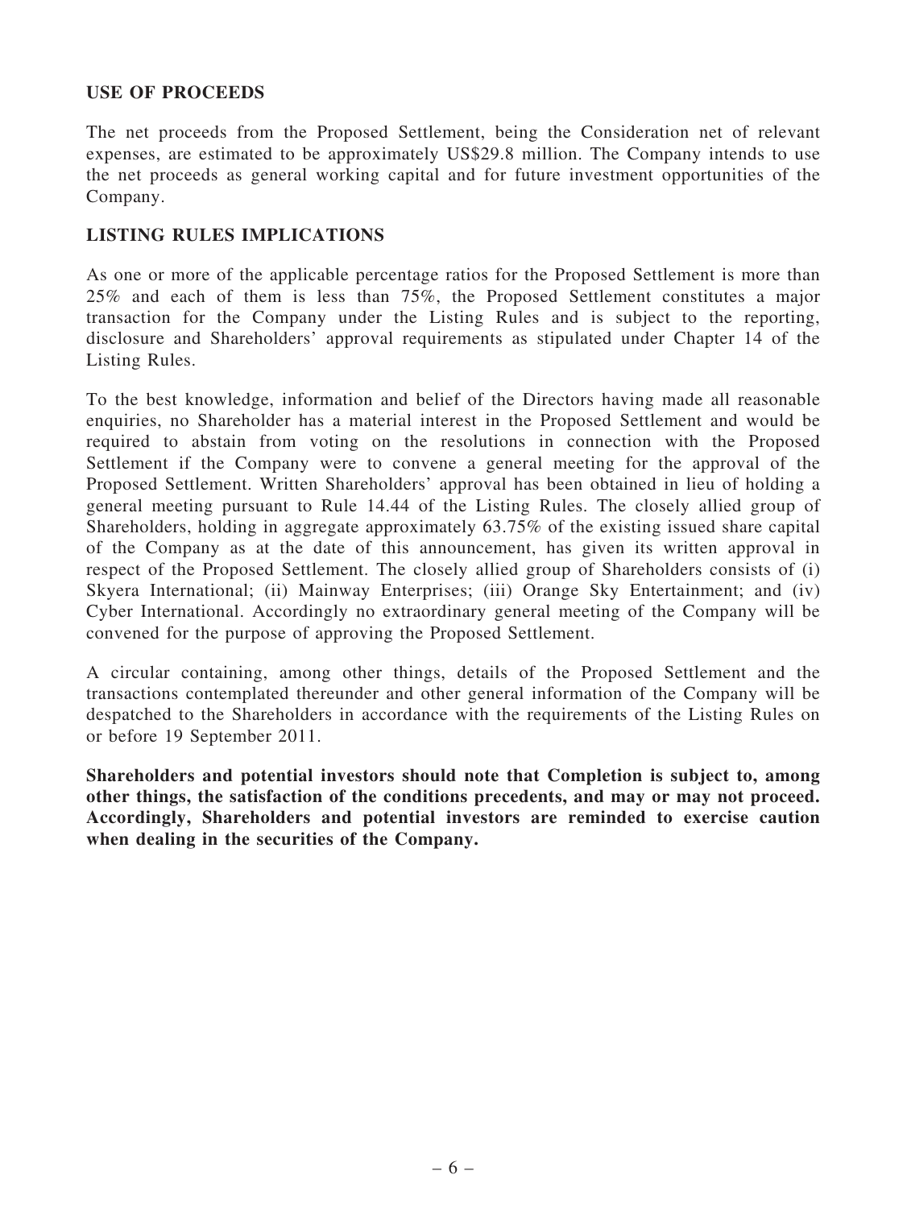## USE OF PROCEEDS

The net proceeds from the Proposed Settlement, being the Consideration net of relevant expenses, are estimated to be approximately US$29.8 million. The Company intends to use the net proceeds as general working capital and for future investment opportunities of the Company.

## LISTING RULES IMPLICATIONS

As one or more of the applicable percentage ratios for the Proposed Settlement is more than 25% and each of them is less than 75%, the Proposed Settlement constitutes a major transaction for the Company under the Listing Rules and is subject to the reporting, disclosure and Shareholders' approval requirements as stipulated under Chapter 14 of the Listing Rules.

To the best knowledge, information and belief of the Directors having made all reasonable enquiries, no Shareholder has a material interest in the Proposed Settlement and would be required to abstain from voting on the resolutions in connection with the Proposed Settlement if the Company were to convene a general meeting for the approval of the Proposed Settlement. Written Shareholders' approval has been obtained in lieu of holding a general meeting pursuant to Rule 14.44 of the Listing Rules. The closely allied group of Shareholders, holding in aggregate approximately 63.75% of the existing issued share capital of the Company as at the date of this announcement, has given its written approval in respect of the Proposed Settlement. The closely allied group of Shareholders consists of (i) Skyera International; (ii) Mainway Enterprises; (iii) Orange Sky Entertainment; and (iv) Cyber International. Accordingly no extraordinary general meeting of the Company will be convened for the purpose of approving the Proposed Settlement.

A circular containing, among other things, details of the Proposed Settlement and the transactions contemplated thereunder and other general information of the Company will be despatched to the Shareholders in accordance with the requirements of the Listing Rules on or before 19 September 2011.

**Shareholders and potential investors should note that Completion is subject to, among other things, the satisfaction of the conditions precedents, and may or may not proceed. Accordingly, Shareholders and potential investors are reminded to exercise caution when dealing in the securities of the Company.**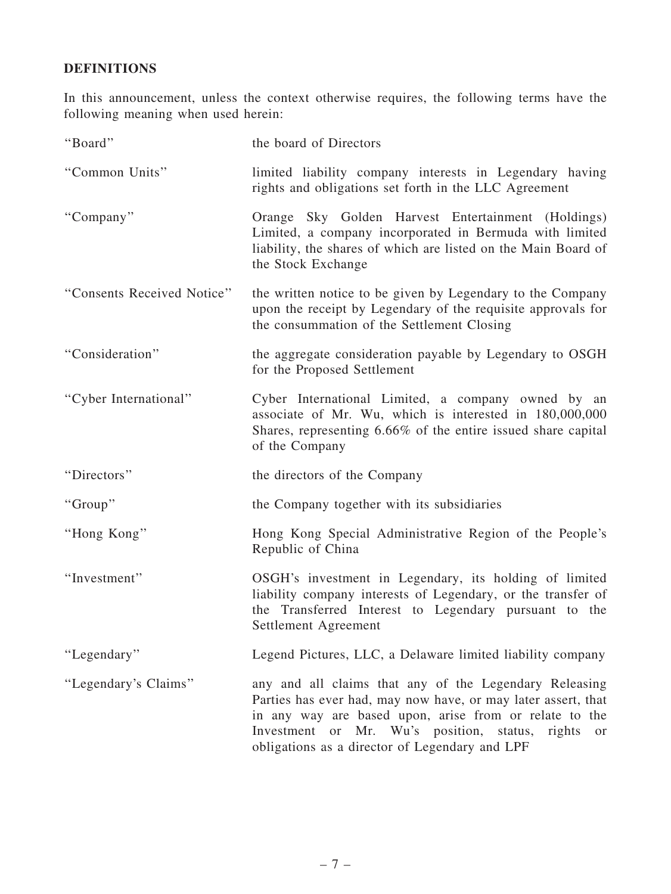## DEFINITIONS

In this announcement, unless the context otherwise requires, the following terms have the following meaning when used herein:

| | |
|---|---|
| "Board" | the board of Directors |
| "Common Units" | limited liability company interests in Legendary having rights and obligations set forth in the LLC Agreement |
| "Company" | Orange Sky Golden Harvest Entertainment (Holdings) Limited, a company incorporated in Bermuda with limited liability, the shares of which are listed on the Main Board of the Stock Exchange |
| "Consents Received Notice" | the written notice to be given by Legendary to the Company upon the receipt by Legendary of the requisite approvals for the consummation of the Settlement Closing |
| "Consideration" | the aggregate consideration payable by Legendary to OSGH for the Proposed Settlement |
| "Cyber International" | Cyber International Limited, a company owned by an associate of Mr. Wu, which is interested in 180,000,000 Shares, representing 6.66% of the entire issued share capital of the Company |
| "Directors" | the directors of the Company |
| "Group" | the Company together with its subsidiaries |
| "Hong Kong" | Hong Kong Special Administrative Region of the People's Republic of China |
| "Investment" | OSGH's investment in Legendary, its holding of limited liability company interests of Legendary, or the transfer of the Transferred Interest to Legendary pursuant to the Settlement Agreement |
| "Legendary" | Legend Pictures, LLC, a Delaware limited liability company |
| "Legendary's Claims" | any and all claims that any of the Legendary Releasing Parties has ever had, may now have, or may later assert, that in any way are based upon, arise from or relate to the Investment or Mr. Wu's position, status, rights or obligations as a director of Legendary and LPF |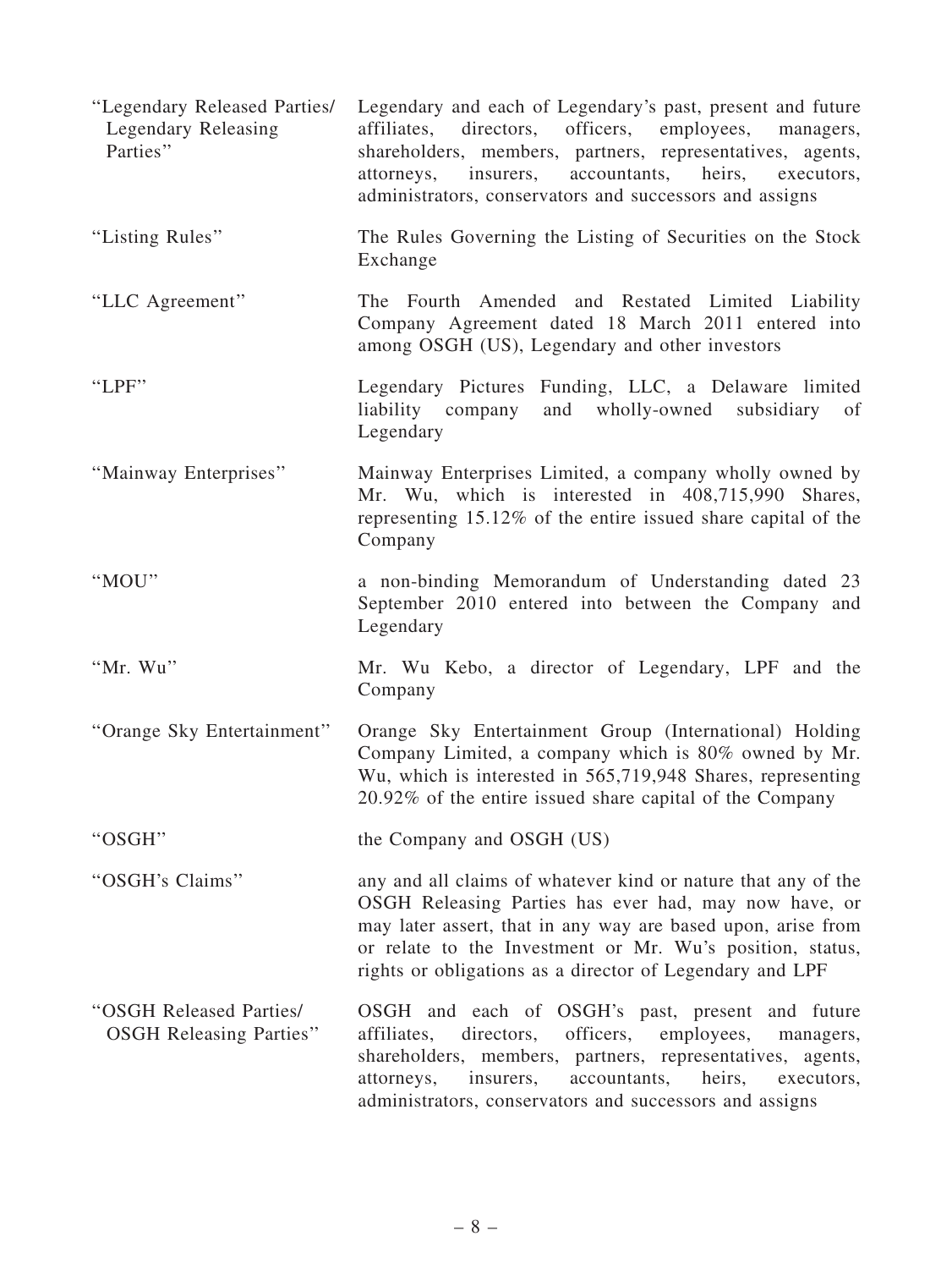| | |
|---|---|
| "Legendary Released Parties/ Legendary Releasing Parties" | Legendary and each of Legendary's past, present and future affiliates, directors, officers, employees, managers, shareholders, members, partners, representatives, agents, attorneys, insurers, accountants, heirs, executors, administrators, conservators and successors and assigns |
| "Listing Rules" | The Rules Governing the Listing of Securities on the Stock Exchange |
| "LLC Agreement" | The Fourth Amended and Restated Limited Liability Company Agreement dated 18 March 2011 entered into among OSGH (US), Legendary and other investors |
| "LPF" | Legendary Pictures Funding, LLC, a Delaware limited liability company and wholly-owned subsidiary of Legendary |
| "Mainway Enterprises" | Mainway Enterprises Limited, a company wholly owned by Mr. Wu, which is interested in 408,715,990 Shares, representing 15.12% of the entire issued share capital of the Company |
| "MOU" | a non-binding Memorandum of Understanding dated 23 September 2010 entered into between the Company and Legendary |
| "Mr. Wu" | Mr. Wu Kebo, a director of Legendary, LPF and the Company |
| "Orange Sky Entertainment" | Orange Sky Entertainment Group (International) Holding Company Limited, a company which is 80% owned by Mr. Wu, which is interested in 565,719,948 Shares, representing 20.92% of the entire issued share capital of the Company |
| "OSGH" | the Company and OSGH (US) |
| "OSGH's Claims" | any and all claims of whatever kind or nature that any of the OSGH Releasing Parties has ever had, may now have, or may later assert, that in any way are based upon, arise from or relate to the Investment or Mr. Wu's position, status, rights or obligations as a director of Legendary and LPF |
| "OSGH Released Parties/ OSGH Releasing Parties" | OSGH and each of OSGH's past, present and future affiliates, directors, officers, employees, managers, shareholders, members, partners, representatives, agents, attorneys, insurers, accountants, heirs, executors, administrators, conservators and successors and assigns |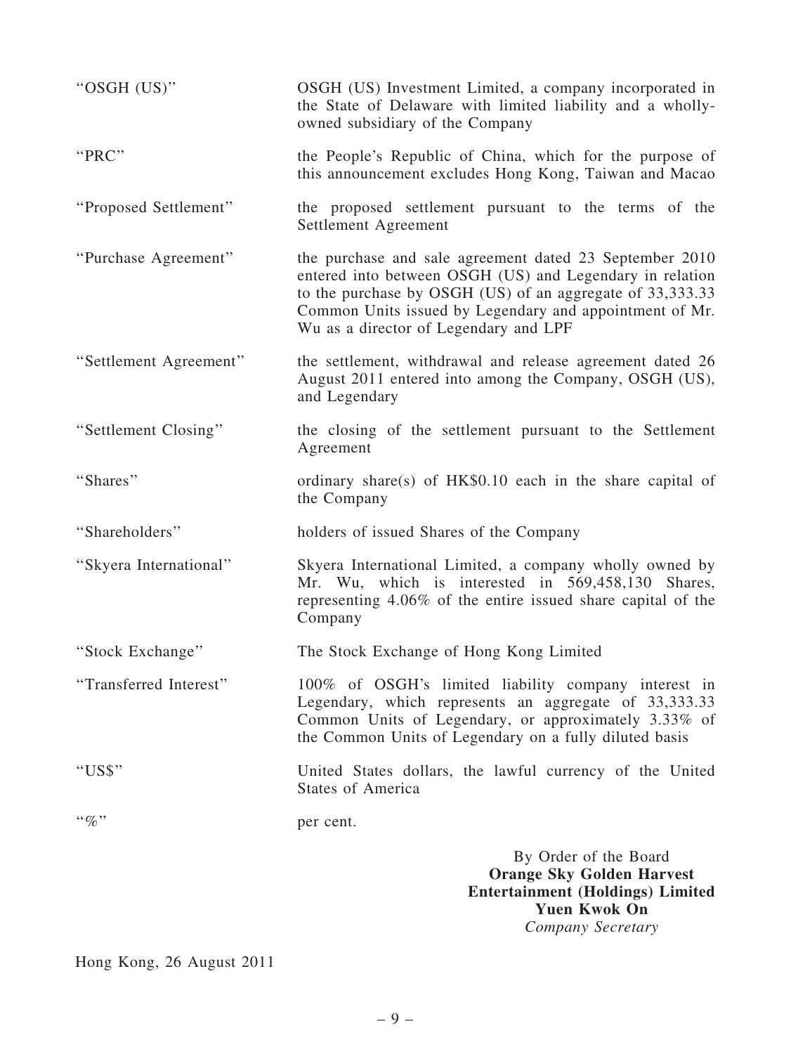| | |
|---|---|
| "OSGH (US)" | OSGH (US) Investment Limited, a company incorporated in the State of Delaware with limited liability and a wholly-owned subsidiary of the Company |
| "PRC" | the People's Republic of China, which for the purpose of this announcement excludes Hong Kong, Taiwan and Macao |
| "Proposed Settlement" | the proposed settlement pursuant to the terms of the Settlement Agreement |
| "Purchase Agreement" | the purchase and sale agreement dated 23 September 2010 entered into between OSGH (US) and Legendary in relation to the purchase by OSGH (US) of an aggregate of 33,333.33 Common Units issued by Legendary and appointment of Mr. Wu as a director of Legendary and LPF |
| "Settlement Agreement" | the settlement, withdrawal and release agreement dated 26 August 2011 entered into among the Company, OSGH (US), and Legendary |
| "Settlement Closing" | the closing of the settlement pursuant to the Settlement Agreement |
| "Shares" | ordinary share(s) of HK$0.10 each in the share capital of the Company |
| "Shareholders" | holders of issued Shares of the Company |
| "Skyera International" | Skyera International Limited, a company wholly owned by Mr. Wu, which is interested in 569,458,130 Shares, representing 4.06% of the entire issued share capital of the Company |
| "Stock Exchange" | The Stock Exchange of Hong Kong Limited |
| "Transferred Interest" | 100% of OSGH's limited liability company interest in Legendary, which represents an aggregate of 33,333.33 Common Units of Legendary, or approximately 3.33% of the Common Units of Legendary on a fully diluted basis |
| "US$" | United States dollars, the lawful currency of the United States of America |
| "%" | per cent. |

By Order of the Board
**Orange Sky Golden Harvest Entertainment (Holdings) Limited**
**Yuen Kwok On**
*Company Secretary*

Hong Kong, 26 August 2011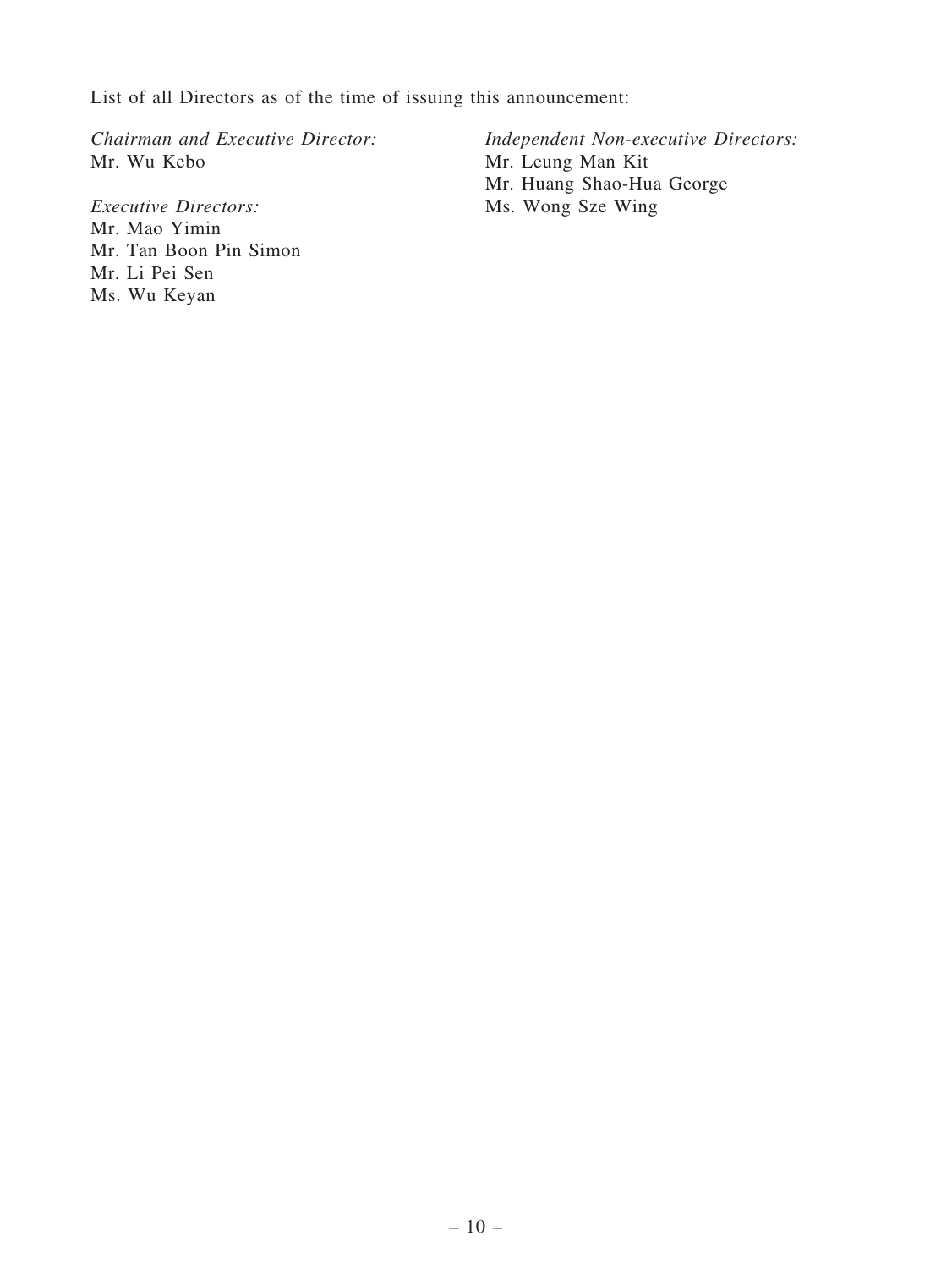List of all Directors as of the time of issuing this announcement:

*Chairman and Executive Director:*
Mr. Wu Kebo

*Executive Directors:*
Mr. Mao Yimin
Mr. Tan Boon Pin Simon
Mr. Li Pei Sen
Ms. Wu Keyan

*Independent Non-executive Directors:*
Mr. Leung Man Kit
Mr. Huang Shao-Hua George
Ms. Wong Sze Wing